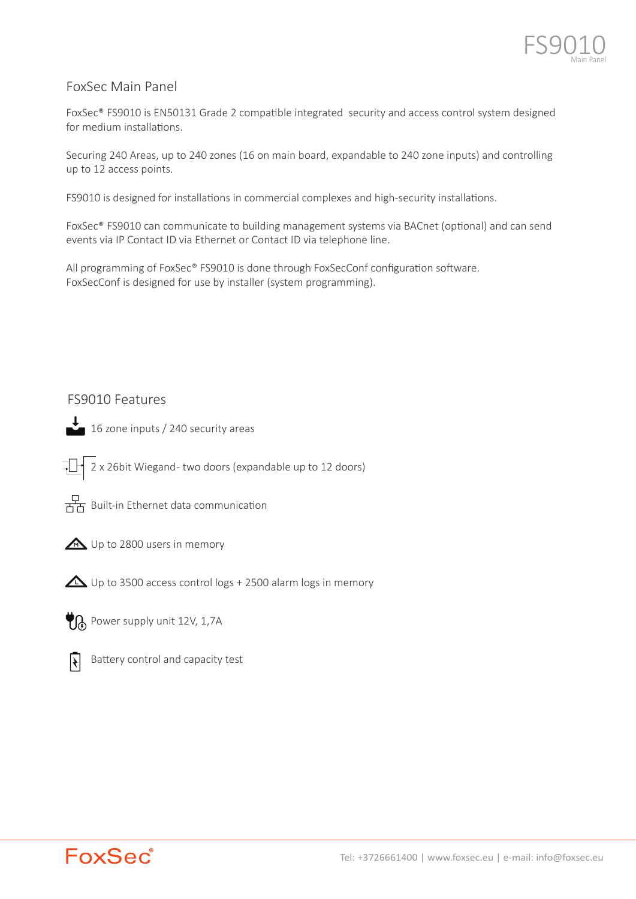# FS9010

Main Panel

## FoxSec Main Panel

FoxSec® FS9010 is EN50131 Grade 2 compatible integrated security and access control system designed for medium installations.

Securing 240 Areas, up to 240 zones (16 on main board, expandable to 240 zone inputs) and controlling up to 12 access points.

FS9010 is designed for installations in commercial complexes and high-security installations.

FoxSec® FS9010 can communicate to building management systems via BACnet (optional) and can send events via IP Contact ID via Ethernet or Contact ID via telephone line.

All programming of FoxSec® FS9010 is done through FoxSecConf configuration software.
FoxSecConf is designed for use by installer (system programming).

## FS9010 Features

- 16 zone inputs / 240 security areas
- 2 x 26bit Wiegand- two doors (expandable up to 12 doors)
- Built-in Ethernet data communication
- Up to 2800 users in memory
- Up to 3500 access control logs + 2500 alarm logs in memory
- Power supply unit 12V, 1,7A
- Battery control and capacity test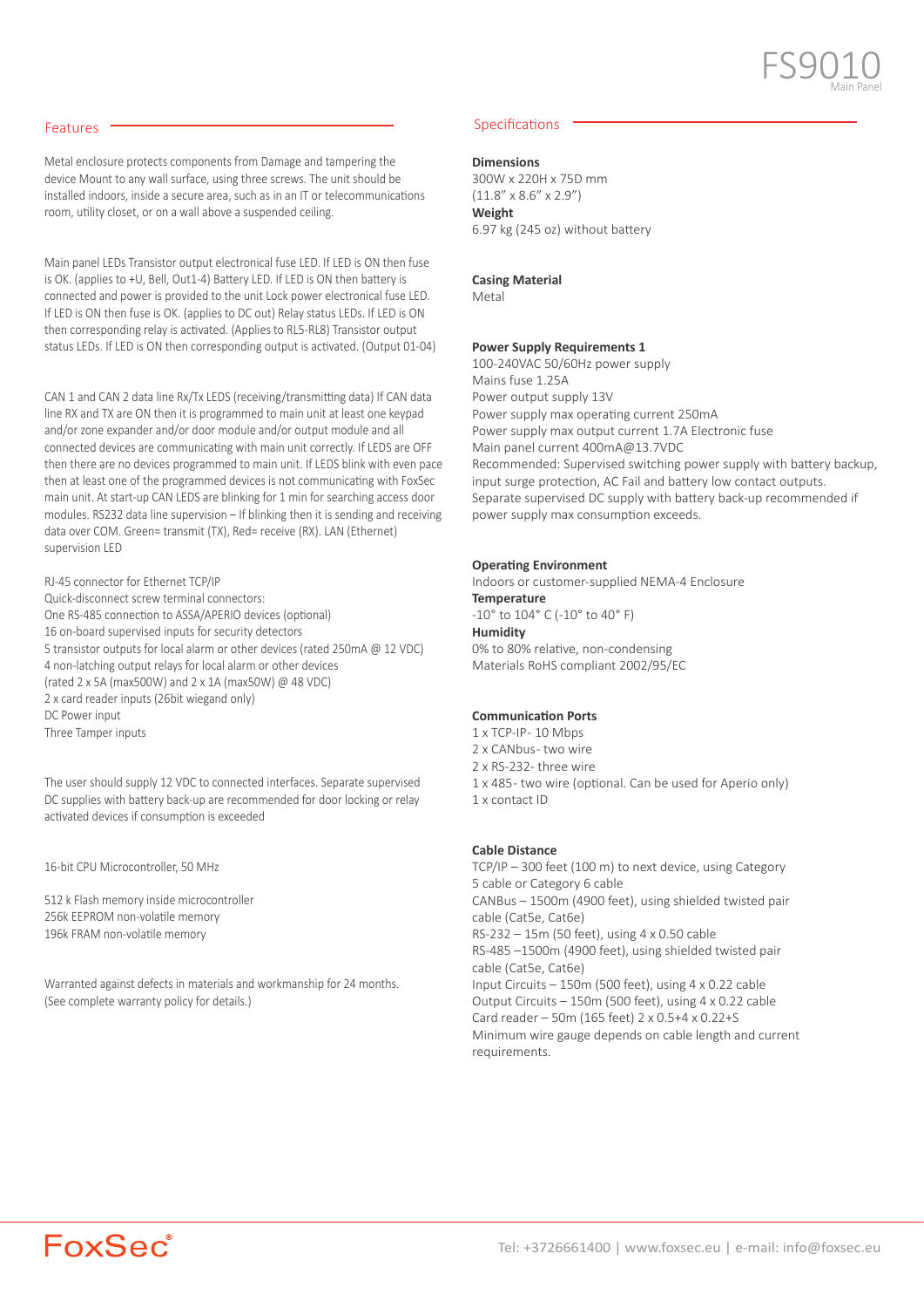# FS9010

Main Panel

## Features

Metal enclosure protects components from Damage and tampering the device Mount to any wall surface, using three screws. The unit should be installed indoors, inside a secure area, such as in an IT or telecommunications room, utility closet, or on a wall above a suspended ceiling.

Main panel LEDs Transistor output electronical fuse LED. If LED is ON then fuse is OK. (applies to +U, Bell, Out1-4) Battery LED. If LED is ON then battery is connected and power is provided to the unit Lock power electronical fuse LED. If LED is ON then fuse is OK. (applies to DC out) Relay status LEDs. If LED is ON then corresponding relay is activated. (Applies to RL5-RL8) Transistor output status LEDs. If LED is ON then corresponding output is activated. (Output 01-04)

CAN 1 and CAN 2 data line Rx/Tx LEDS (receiving/transmitting data) If CAN data line RX and TX are ON then it is programmed to main unit at least one keypad and/or zone expander and/or door module and/or output module and all connected devices are communicating with main unit correctly. If LEDS are OFF then there are no devices programmed to main unit. If LEDS blink with even pace then at least one of the programmed devices is not communicating with FoxSec main unit. At start-up CAN LEDS are blinking for 1 min for searching access door modules. RS232 data line supervision – If blinking then it is sending and receiving data over COM. Green= transmit (TX), Red= receive (RX). LAN (Ethernet) supervision LED

RJ-45 connector for Ethernet TCP/IP
Quick-disconnect screw terminal connectors:
One RS-485 connection to ASSA/APERIO devices (optional)
16 on-board supervised inputs for security detectors
5 transistor outputs for local alarm or other devices (rated 250mA @ 12 VDC)
4 non-latching output relays for local alarm or other devices
(rated 2 x 5A (max500W) and 2 x 1A (max50W) @ 48 VDC)
2 x card reader inputs (26bit wiegand only)
DC Power input
Three Tamper inputs

The user should supply 12 VDC to connected interfaces. Separate supervised DC supplies with battery back-up are recommended for door locking or relay activated devices if consumption is exceeded

16-bit CPU Microcontroller, 50 MHz

512 k Flash memory inside microcontroller
256k EEPROM non-volatile memory
196k FRAM non-volatile memory

Warranted against defects in materials and workmanship for 24 months. (See complete warranty policy for details.)

## Specifications

**Dimensions**
300W x 220H x 75D mm
(11.8" x 8.6" x 2.9")
**Weight**
6.97 kg (245 oz) without battery

**Casing Material**
Metal

**Power Supply Requirements 1**
100-240VAC 50/60Hz power supply
Mains fuse 1.25A
Power output supply 13V
Power supply max operating current 250mA
Power supply max output current 1.7A Electronic fuse
Main panel current 400mA@13.7VDC
Recommended: Supervised switching power supply with battery backup, input surge protection, AC Fail and battery low contact outputs.
Separate supervised DC supply with battery back-up recommended if power supply max consumption exceeds.

**Operating Environment**
Indoors or customer-supplied NEMA-4 Enclosure
**Temperature**
-10° to 104° C (-10° to 40° F)
**Humidity**
0% to 80% relative, non-condensing
Materials RoHS compliant 2002/95/EC

**Communication Ports**
1 x TCP-IP- 10 Mbps
2 x CANbus- two wire
2 x RS-232- three wire
1 x 485- two wire (optional. Can be used for Aperio only)
1 x contact ID

**Cable Distance**
TCP/IP – 300 feet (100 m) to next device, using Category 5 cable or Category 6 cable
CANBus – 1500m (4900 feet), using shielded twisted pair cable (Cat5e, Cat6e)
RS-232 – 15m (50 feet), using 4 x 0.50 cable
RS-485 –1500m (4900 feet), using shielded twisted pair cable (Cat5e, Cat6e)
Input Circuits – 150m (500 feet), using 4 x 0.22 cable
Output Circuits – 150m (500 feet), using 4 x 0.22 cable
Card reader – 50m (165 feet) 2 x 0.5+4 x 0.22+S
Minimum wire gauge depends on cable length and current requirements.

FoxSec®

Tel: +3726661400 | www.foxsec.eu | e-mail: info@foxsec.eu